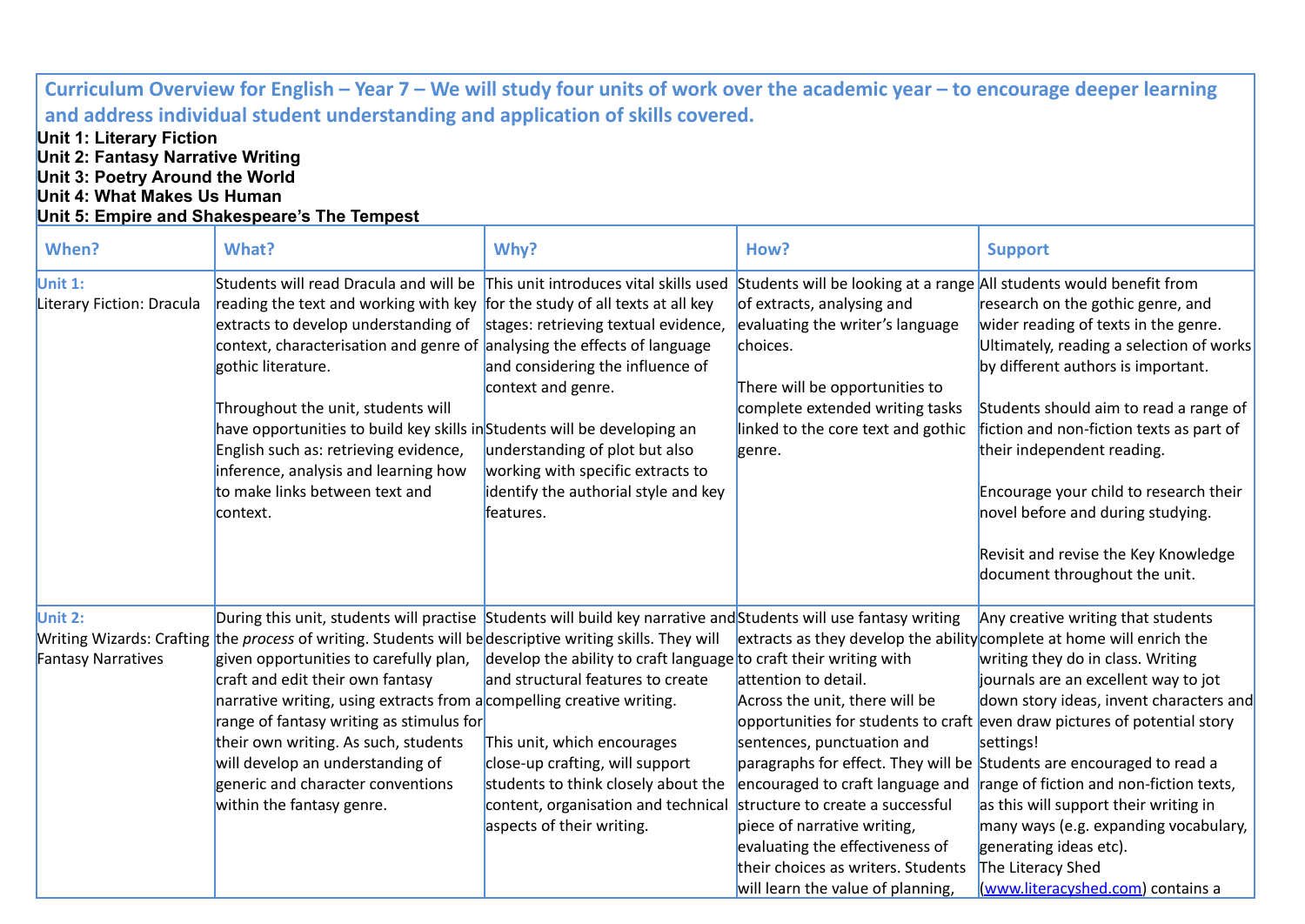**Curriculum Overview for English – Year 7 – We will study four units of work over the academic year – to encourage deeper learning and address individual student understanding and application of skills covered.**

**Unit 1: Literary Fiction**
**Unit 2: Fantasy Narrative Writing**
**Unit 3: Poetry Around the World**
**Unit 4: What Makes Us Human**
**Unit 5: Empire and Shakespeare's The Tempest**

| When? | What? | Why? | How? | Support |
| --- | --- | --- | --- | --- |
| **Unit 1:** Literary Fiction: Dracula | Students will read Dracula and will be reading the text and working with key extracts to develop understanding of context, characterisation and genre of gothic literature.<br><br>Throughout the unit, students will have opportunities to build key skills in English such as: retrieving evidence, inference, analysis and learning how to make links between text and context. | This unit introduces vital skills used for the study of all texts at all key stages: retrieving textual evidence, analysing the effects of language and considering the influence of context and genre.<br><br>Students will be developing an understanding of plot but also working with specific extracts to identify the authorial style and key features. | Students will be looking at a range of extracts, analysing and evaluating the writer's language choices.<br><br>There will be opportunities to complete extended writing tasks linked to the core text and gothic genre. | All students would benefit from research on the gothic genre, and wider reading of texts in the genre. Ultimately, reading a selection of works by different authors is important.<br><br>Students should aim to read a range of fiction and non-fiction texts as part of their independent reading.<br><br>Encourage your child to research their novel before and during studying.<br><br>Revisit and revise the Key Knowledge document throughout the unit. |
| **Unit 2:** Writing Wizards: Crafting Fantasy Narratives | During this unit, students will practise the *process* of writing. Students will be given opportunities to carefully plan, craft and edit their own fantasy narrative writing, using extracts from a range of fantasy writing as stimulus for their own writing. As such, students will develop an understanding of generic and character conventions within the fantasy genre. | Students will build key narrative and descriptive writing skills. They will develop the ability to craft language and structural features to create compelling creative writing.<br><br>This unit, which encourages close-up crafting, will support students to think closely about the content, organisation and technical aspects of their writing. | Students will use fantasy writing extracts as they develop the ability to craft their writing with attention to detail.<br>Across the unit, there will be opportunities for students to craft sentences, punctuation and paragraphs for effect. They will be encouraged to craft language and structure to create a successful piece of narrative writing, evaluating the effectiveness of their choices as writers. Students will learn the value of planning, | Any creative writing that students complete at home will enrich the writing they do in class. Writing journals are an excellent way to jot down story ideas, invent characters and even draw pictures of potential story settings!<br>Students are encouraged to read a range of fiction and non-fiction texts, as this will support their writing in many ways (e.g. expanding vocabulary, generating ideas etc).<br>The Literacy Shed (www.literacyshed.com) contains a |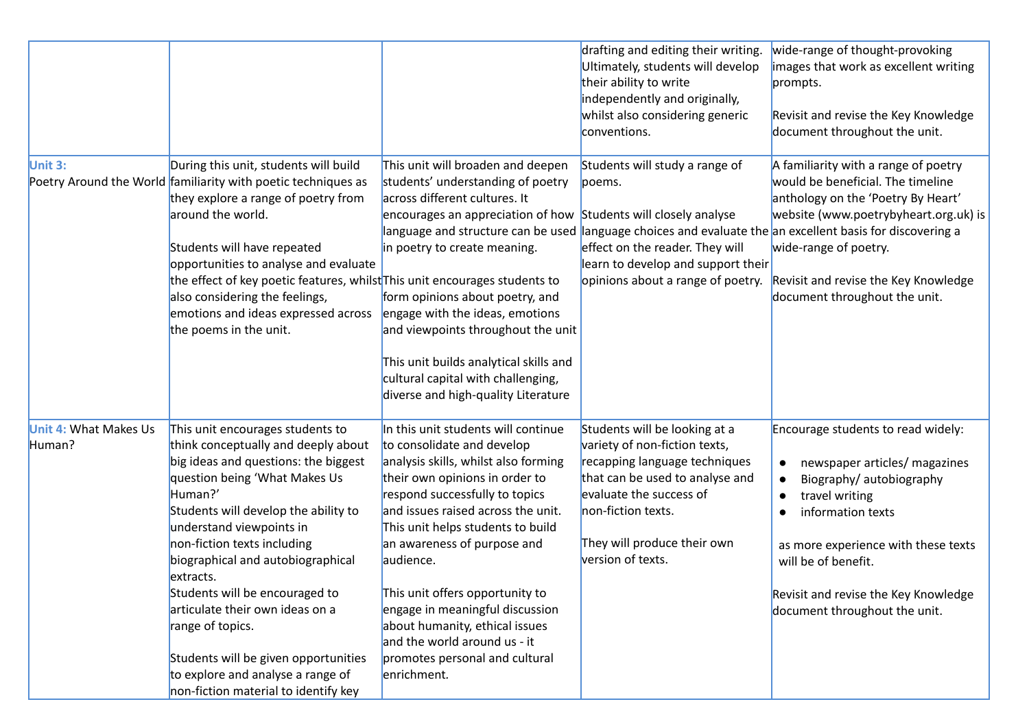| | | | | |
|---|---|---|---|---|
| | | | drafting and editing their writing. Ultimately, students will develop their ability to write independently and originally, whilst also considering generic conventions. | wide-range of thought-provoking images that work as excellent writing prompts.<br><br>Revisit and revise the Key Knowledge document throughout the unit. |
| **Unit 3:** Poetry Around the World | During this unit, students will build familiarity with poetic techniques as they explore a range of poetry from around the world.<br><br>Students will have repeated opportunities to analyse and evaluate the effect of key poetic features, whilst also considering the feelings, emotions and ideas expressed across the poems in the unit. | This unit will broaden and deepen students' understanding of poetry across different cultures. It encourages an appreciation of how language and structure can be used in poetry to create meaning.<br><br>This unit encourages students to form opinions about poetry, and engage with the ideas, emotions and viewpoints throughout the unit<br><br>This unit builds analytical skills and cultural capital with challenging, diverse and high-quality Literature | Students will study a range of poems.<br><br>Students will closely analyse language choices and evaluate the effect on the reader. They will learn to develop and support their opinions about a range of poetry. | A familiarity with a range of poetry would be beneficial. The timeline anthology on the 'Poetry By Heart' website (www.poetrybyheart.org.uk) is an excellent basis for discovering a wide-range of poetry.<br><br>Revisit and revise the Key Knowledge document throughout the unit. |
| **Unit 4:** What Makes Us Human? | This unit encourages students to think conceptually and deeply about big ideas and questions: the biggest question being 'What Makes Us Human?'<br>Students will develop the ability to understand viewpoints in non-fiction texts including biographical and autobiographical extracts.<br>Students will be encouraged to articulate their own ideas on a range of topics.<br><br>Students will be given opportunities to explore and analyse a range of non-fiction material to identify key | In this unit students will continue to consolidate and develop analysis skills, whilst also forming their own opinions in order to respond successfully to topics and issues raised across the unit. This unit helps students to build an awareness of purpose and audience.<br><br>This unit offers opportunity to engage in meaningful discussion about humanity, ethical issues and the world around us - it promotes personal and cultural enrichment. | Students will be looking at a variety of non-fiction texts, recapping language techniques that can be used to analyse and evaluate the success of non-fiction texts.<br><br>They will produce their own version of texts. | Encourage students to read widely:<br>• newspaper articles/ magazines<br>• Biography/ autobiography<br>• travel writing<br>• information texts<br><br>as more experience with these texts will be of benefit.<br><br>Revisit and revise the Key Knowledge document throughout the unit. |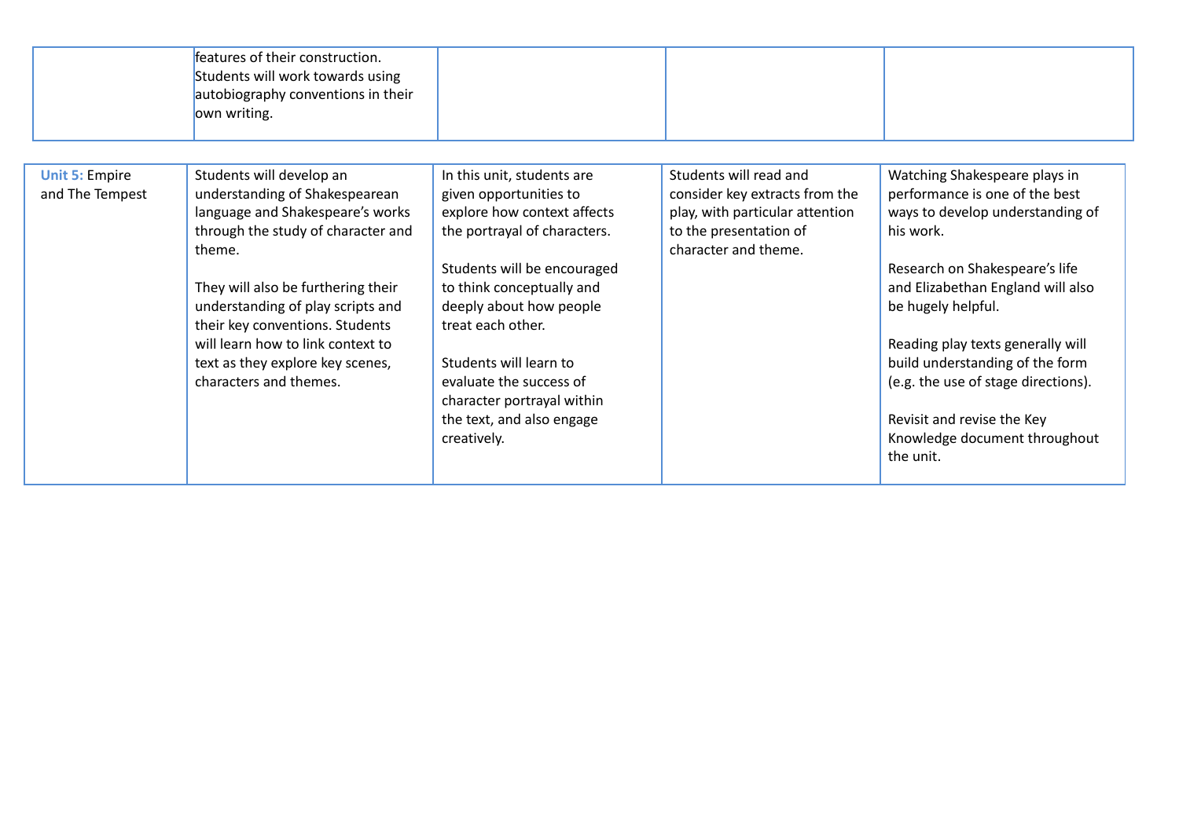| | | | | |
|---|---|---|---|---|
| | features of their construction. Students will work towards using autobiography conventions in their own writing. | | | |

| | | | | |
|---|---|---|---|---|
| **Unit 5:** Empire and The Tempest | Students will develop an understanding of Shakespearean language and Shakespeare's works through the study of character and theme.<br><br>They will also be furthering their understanding of play scripts and their key conventions. Students will learn how to link context to text as they explore key scenes, characters and themes. | In this unit, students are given opportunities to explore how context affects the portrayal of characters.<br><br>Students will be encouraged to think conceptually and deeply about how people treat each other.<br><br>Students will learn to evaluate the success of character portrayal within the text, and also engage creatively. | Students will read and consider key extracts from the play, with particular attention to the presentation of character and theme. | Watching Shakespeare plays in performance is one of the best ways to develop understanding of his work.<br><br>Research on Shakespeare's life and Elizabethan England will also be hugely helpful.<br><br>Reading play texts generally will build understanding of the form (e.g. the use of stage directions).<br><br>Revisit and revise the Key Knowledge document throughout the unit. |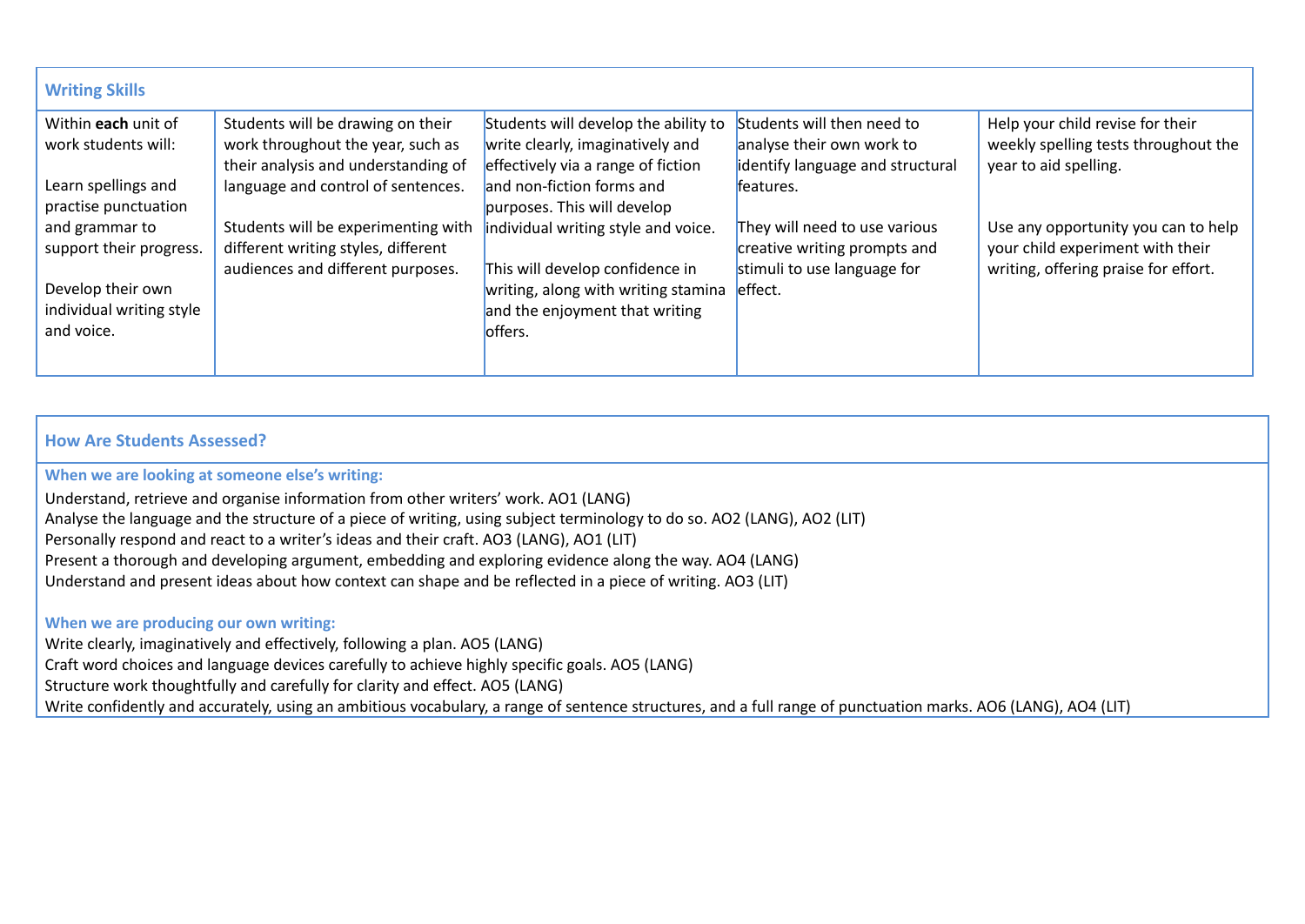## Writing Skills

| | | | | |
|---|---|---|---|---|
| Within **each** unit of work students will:<br><br>Learn spellings and practise punctuation and grammar to support their progress.<br><br>Develop their own individual writing style and voice. | Students will be drawing on their work throughout the year, such as their analysis and understanding of language and control of sentences.<br><br>Students will be experimenting with different writing styles, different audiences and different purposes. | Students will develop the ability to write clearly, imaginatively and effectively via a range of fiction and non-fiction forms and purposes. This will develop individual writing style and voice.<br><br>This will develop confidence in writing, along with writing stamina and the enjoyment that writing offers. | Students will then need to analyse their own work to identify language and structural features.<br><br>They will need to use various creative writing prompts and stimuli to use language for effect. | Help your child revise for their weekly spelling tests throughout the year to aid spelling.<br><br>Use any opportunity you can to help your child experiment with their writing, offering praise for effort. |

## How Are Students Assessed?

**When we are looking at someone else's writing:**

Understand, retrieve and organise information from other writers' work. AO1 (LANG)
Analyse the language and the structure of a piece of writing, using subject terminology to do so. AO2 (LANG), AO2 (LIT)
Personally respond and react to a writer's ideas and their craft. AO3 (LANG), AO1 (LIT)
Present a thorough and developing argument, embedding and exploring evidence along the way. AO4 (LANG)
Understand and present ideas about how context can shape and be reflected in a piece of writing. AO3 (LIT)

**When we are producing our own writing:**

Write clearly, imaginatively and effectively, following a plan. AO5 (LANG)
Craft word choices and language devices carefully to achieve highly specific goals. AO5 (LANG)
Structure work thoughtfully and carefully for clarity and effect. AO5 (LANG)
Write confidently and accurately, using an ambitious vocabulary, a range of sentence structures, and a full range of punctuation marks. AO6 (LANG), AO4 (LIT)